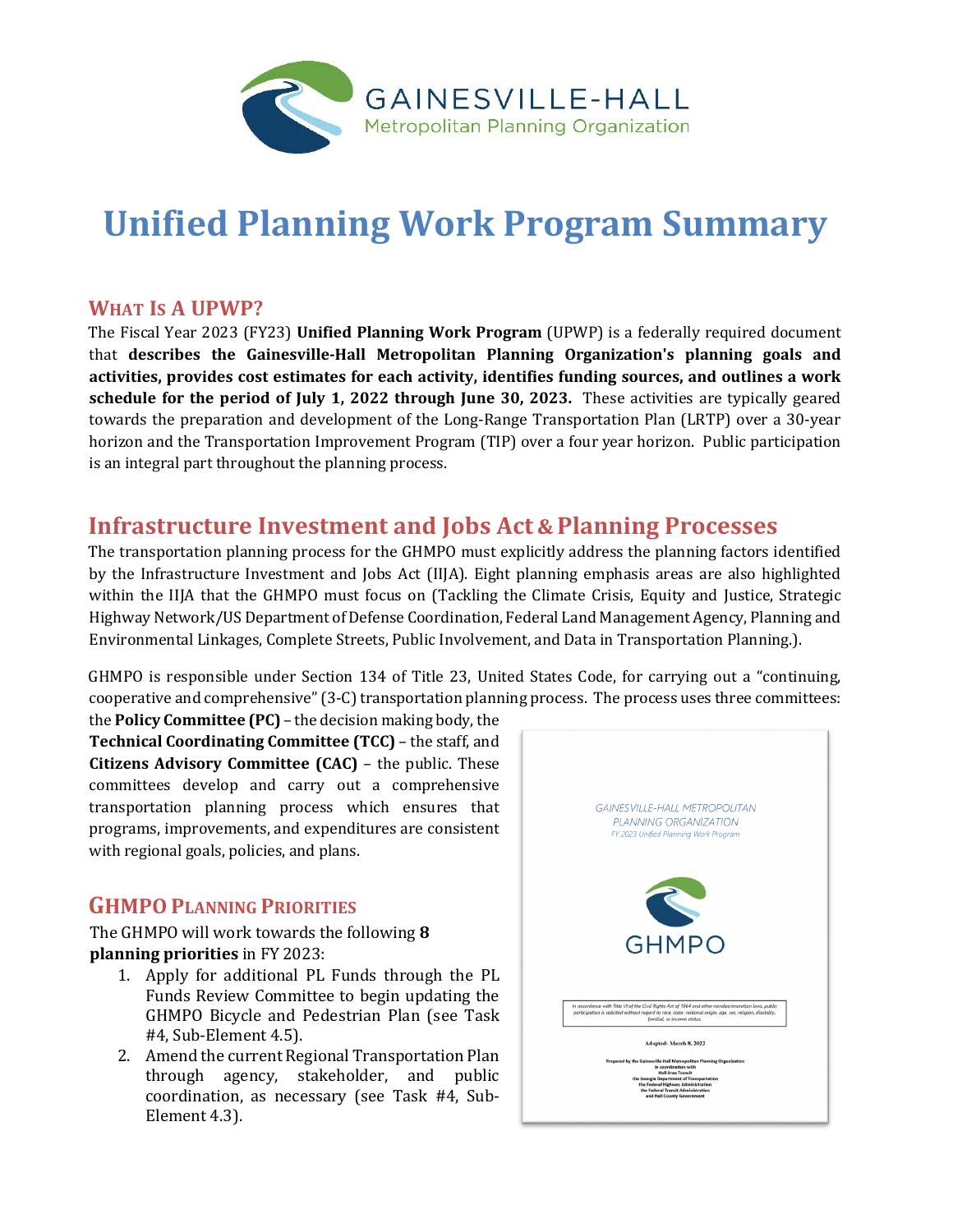GAINESVILLE-HALL
Metropolitan Planning Organization

# Unified Planning Work Program Summary

## WHAT IS A UPWP?

The Fiscal Year 2023 (FY23) **Unified Planning Work Program** (UPWP) is a federally required document that **describes the Gainesville-Hall Metropolitan Planning Organization's planning goals and activities, provides cost estimates for each activity, identifies funding sources, and outlines a work schedule for the period of July 1, 2022 through June 30, 2023.** These activities are typically geared towards the preparation and development of the Long-Range Transportation Plan (LRTP) over a 30-year horizon and the Transportation Improvement Program (TIP) over a four year horizon. Public participation is an integral part throughout the planning process.

## Infrastructure Investment and Jobs Act & Planning Processes

The transportation planning process for the GHMPO must explicitly address the planning factors identified by the Infrastructure Investment and Jobs Act (IIJA). Eight planning emphasis areas are also highlighted within the IIJA that the GHMPO must focus on (Tackling the Climate Crisis, Equity and Justice, Strategic Highway Network/US Department of Defense Coordination, Federal Land Management Agency, Planning and Environmental Linkages, Complete Streets, Public Involvement, and Data in Transportation Planning.).

GHMPO is responsible under Section 134 of Title 23, United States Code, for carrying out a "continuing, cooperative and comprehensive" (3-C) transportation planning process. The process uses three committees: the **Policy Committee (PC)** – the decision making body, the **Technical Coordinating Committee (TCC)** – the staff, and **Citizens Advisory Committee (CAC)** – the public. These committees develop and carry out a comprehensive transportation planning process which ensures that programs, improvements, and expenditures are consistent with regional goals, policies, and plans.

GAINESVILLE-HALL METROPOLITAN PLANNING ORGANIZATION
FY 2023 Unified Planning Work Program

GHMPO

In accordance with Title VI of the Civil Rights Act of 1964 and other nondiscrimination laws, public participation is solicited without regard to race, color, national origin, age, sex, religion, disability, familial, or income status.

Adopted: March 8, 2022

Prepared by the Gainesville-Hall Metropolitan Planning Organization
in coordination with
Hall Area Transit
the Georgia Department of Transportation
the Federal Highway Administration
the Federal Transit Administration
and Hall County Government

## GHMPO PLANNING PRIORITIES

The GHMPO will work towards the following **8 planning priorities** in FY 2023:

1. Apply for additional PL Funds through the PL Funds Review Committee to begin updating the GHMPO Bicycle and Pedestrian Plan (see Task #4, Sub-Element 4.5).
2. Amend the current Regional Transportation Plan through agency, stakeholder, and public coordination, as necessary (see Task #4, Sub-Element 4.3).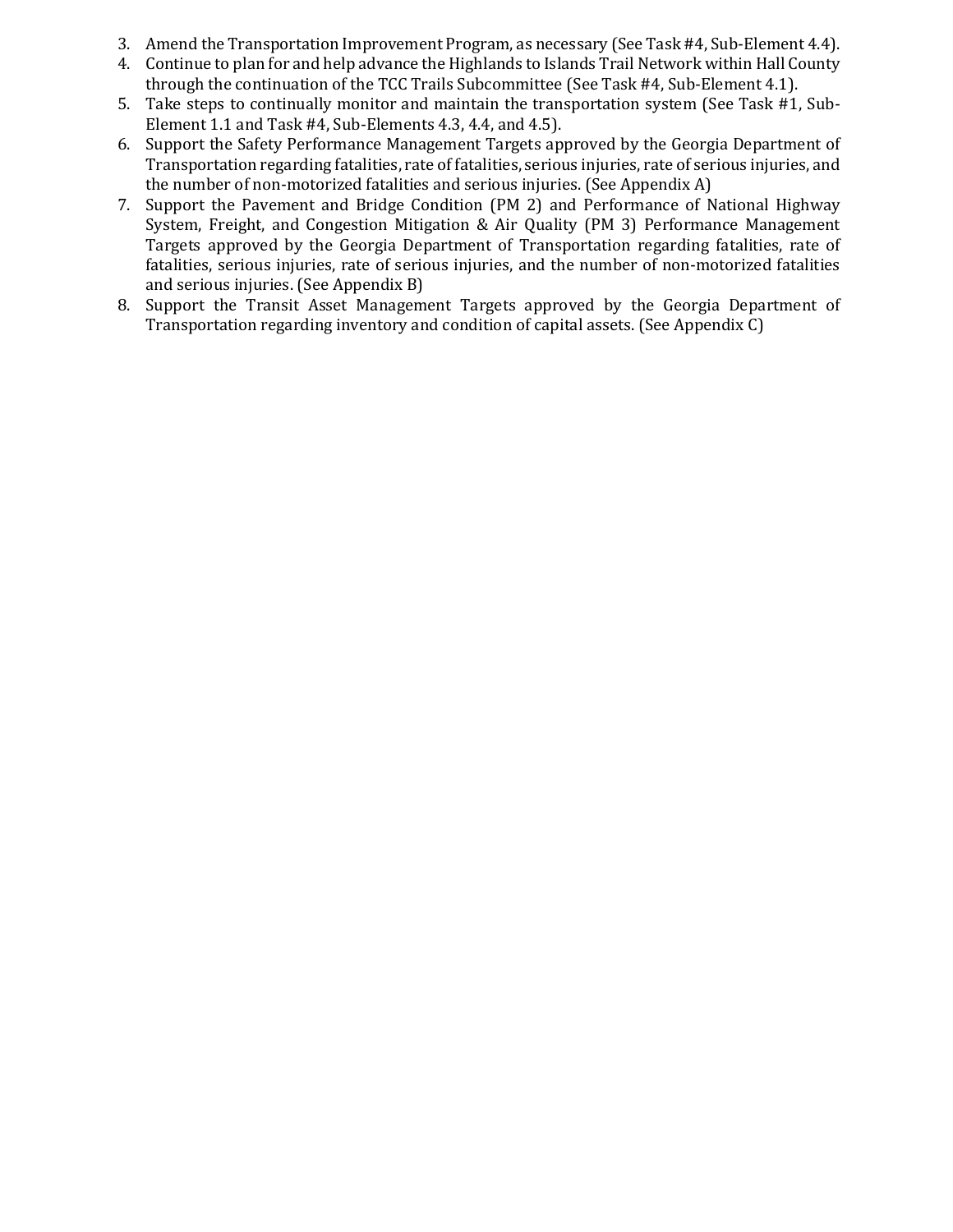3. Amend the Transportation Improvement Program, as necessary (See Task #4, Sub-Element 4.4).
4. Continue to plan for and help advance the Highlands to Islands Trail Network within Hall County through the continuation of the TCC Trails Subcommittee (See Task #4, Sub-Element 4.1).
5. Take steps to continually monitor and maintain the transportation system (See Task #1, Sub-Element 1.1 and Task #4, Sub-Elements 4.3, 4.4, and 4.5).
6. Support the Safety Performance Management Targets approved by the Georgia Department of Transportation regarding fatalities, rate of fatalities, serious injuries, rate of serious injuries, and the number of non-motorized fatalities and serious injuries. (See Appendix A)
7. Support the Pavement and Bridge Condition (PM 2) and Performance of National Highway System, Freight, and Congestion Mitigation & Air Quality (PM 3) Performance Management Targets approved by the Georgia Department of Transportation regarding fatalities, rate of fatalities, serious injuries, rate of serious injuries, and the number of non-motorized fatalities and serious injuries. (See Appendix B)
8. Support the Transit Asset Management Targets approved by the Georgia Department of Transportation regarding inventory and condition of capital assets. (See Appendix C)